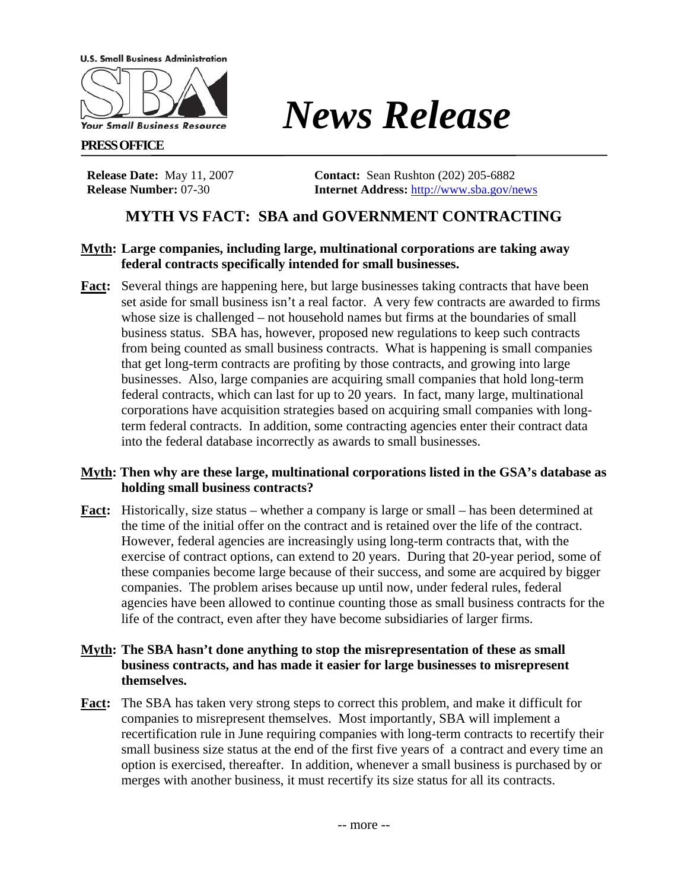U.S. Small Business Administration

Your Small Business Resource

**PRESS OFFICE**

# *News Release*

**Release Date:** May 11, 2007
**Release Number:** 07-30

**Contact:** Sean Rushton (202) 205-6882
**Internet Address:** http://www.sba.gov/news

## MYTH VS FACT: SBA and GOVERNMENT CONTRACTING

**Myth: Large companies, including large, multinational corporations are taking away federal contracts specifically intended for small businesses.**

**Fact:** Several things are happening here, but large businesses taking contracts that have been set aside for small business isn't a real factor. A very few contracts are awarded to firms whose size is challenged – not household names but firms at the boundaries of small business status. SBA has, however, proposed new regulations to keep such contracts from being counted as small business contracts. What is happening is small companies that get long-term contracts are profiting by those contracts, and growing into large businesses. Also, large companies are acquiring small companies that hold long-term federal contracts, which can last for up to 20 years. In fact, many large, multinational corporations have acquisition strategies based on acquiring small companies with long-term federal contracts. In addition, some contracting agencies enter their contract data into the federal database incorrectly as awards to small businesses.

**Myth: Then why are these large, multinational corporations listed in the GSA's database as holding small business contracts?**

**Fact:** Historically, size status – whether a company is large or small – has been determined at the time of the initial offer on the contract and is retained over the life of the contract. However, federal agencies are increasingly using long-term contracts that, with the exercise of contract options, can extend to 20 years. During that 20-year period, some of these companies become large because of their success, and some are acquired by bigger companies. The problem arises because up until now, under federal rules, federal agencies have been allowed to continue counting those as small business contracts for the life of the contract, even after they have become subsidiaries of larger firms.

**Myth: The SBA hasn't done anything to stop the misrepresentation of these as small business contracts, and has made it easier for large businesses to misrepresent themselves.**

**Fact:** The SBA has taken very strong steps to correct this problem, and make it difficult for companies to misrepresent themselves. Most importantly, SBA will implement a recertification rule in June requiring companies with long-term contracts to recertify their small business size status at the end of the first five years of a contract and every time an option is exercised, thereafter. In addition, whenever a small business is purchased by or merges with another business, it must recertify its size status for all its contracts.

-- more --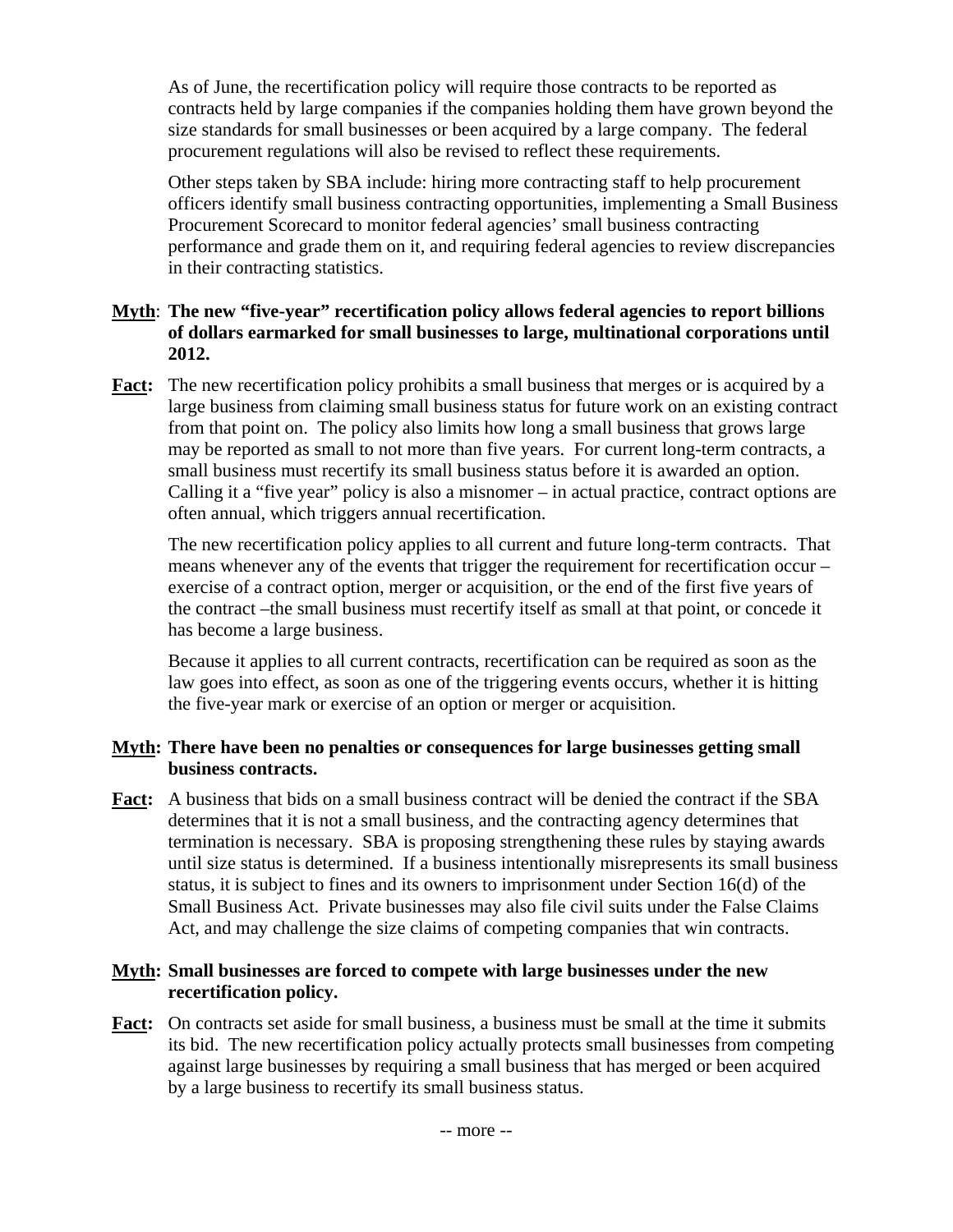As of June, the recertification policy will require those contracts to be reported as contracts held by large companies if the companies holding them have grown beyond the size standards for small businesses or been acquired by a large company. The federal procurement regulations will also be revised to reflect these requirements.

Other steps taken by SBA include: hiring more contracting staff to help procurement officers identify small business contracting opportunities, implementing a Small Business Procurement Scorecard to monitor federal agencies' small business contracting performance and grade them on it, and requiring federal agencies to review discrepancies in their contracting statistics.

**__Myth__: The new "five-year" recertification policy allows federal agencies to report billions of dollars earmarked for small businesses to large, multinational corporations until 2012.**

**__Fact:__** The new recertification policy prohibits a small business that merges or is acquired by a large business from claiming small business status for future work on an existing contract from that point on. The policy also limits how long a small business that grows large may be reported as small to not more than five years. For current long-term contracts, a small business must recertify its small business status before it is awarded an option. Calling it a "five year" policy is also a misnomer – in actual practice, contract options are often annual, which triggers annual recertification.

The new recertification policy applies to all current and future long-term contracts. That means whenever any of the events that trigger the requirement for recertification occur – exercise of a contract option, merger or acquisition, or the end of the first five years of the contract –the small business must recertify itself as small at that point, or concede it has become a large business.

Because it applies to all current contracts, recertification can be required as soon as the law goes into effect, as soon as one of the triggering events occurs, whether it is hitting the five-year mark or exercise of an option or merger or acquisition.

**__Myth__: There have been no penalties or consequences for large businesses getting small business contracts.**

**__Fact:__** A business that bids on a small business contract will be denied the contract if the SBA determines that it is not a small business, and the contracting agency determines that termination is necessary. SBA is proposing strengthening these rules by staying awards until size status is determined. If a business intentionally misrepresents its small business status, it is subject to fines and its owners to imprisonment under Section 16(d) of the Small Business Act. Private businesses may also file civil suits under the False Claims Act, and may challenge the size claims of competing companies that win contracts.

**__Myth__: Small businesses are forced to compete with large businesses under the new recertification policy.**

**__Fact:__** On contracts set aside for small business, a business must be small at the time it submits its bid. The new recertification policy actually protects small businesses from competing against large businesses by requiring a small business that has merged or been acquired by a large business to recertify its small business status.

-- more --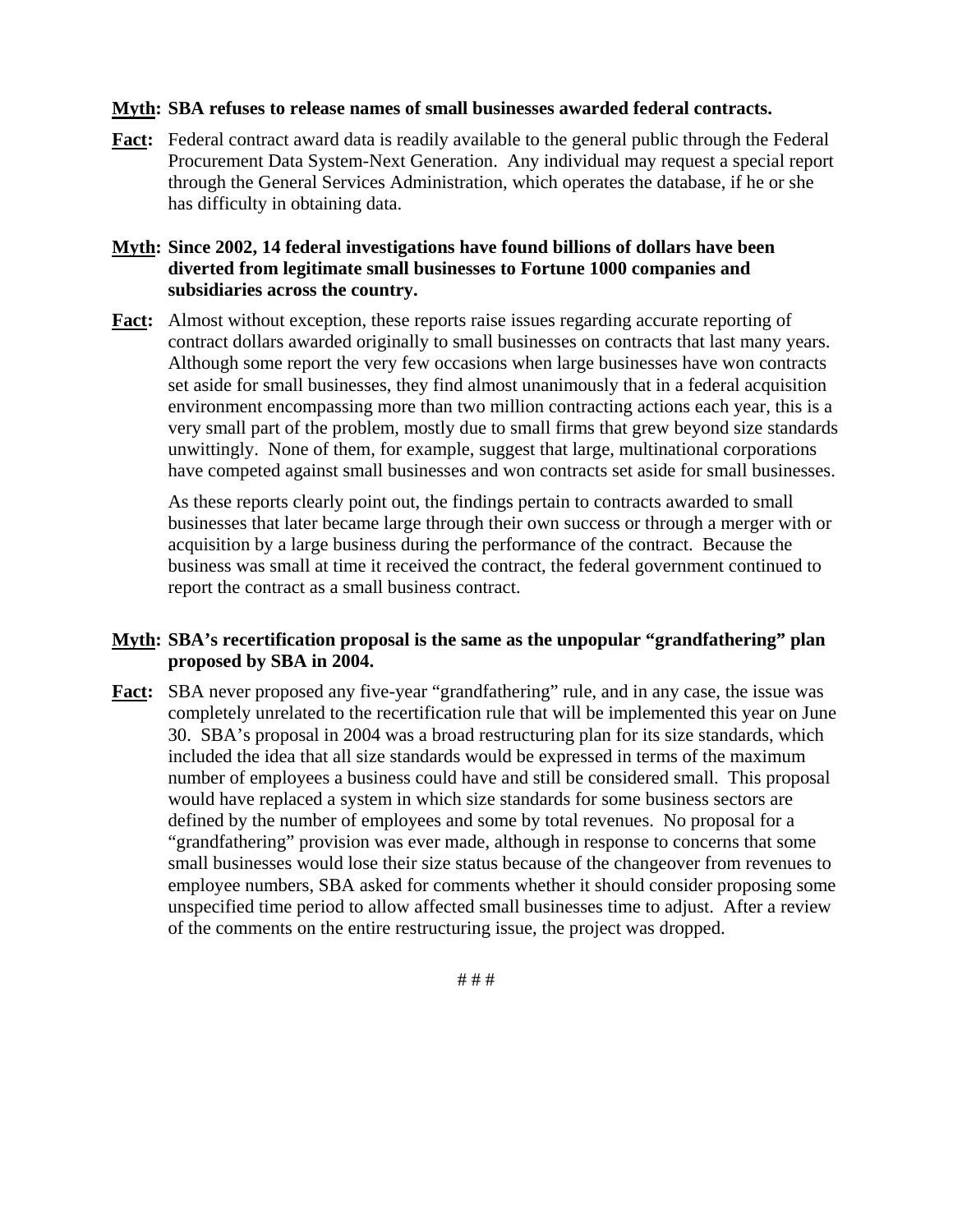**<u>Myth</u>: SBA refuses to release names of small businesses awarded federal contracts.**

**<u>Fact</u>:** Federal contract award data is readily available to the general public through the Federal Procurement Data System-Next Generation. Any individual may request a special report through the General Services Administration, which operates the database, if he or she has difficulty in obtaining data.

**<u>Myth</u>: Since 2002, 14 federal investigations have found billions of dollars have been diverted from legitimate small businesses to Fortune 1000 companies and subsidiaries across the country.**

**<u>Fact</u>:** Almost without exception, these reports raise issues regarding accurate reporting of contract dollars awarded originally to small businesses on contracts that last many years. Although some report the very few occasions when large businesses have won contracts set aside for small businesses, they find almost unanimously that in a federal acquisition environment encompassing more than two million contracting actions each year, this is a very small part of the problem, mostly due to small firms that grew beyond size standards unwittingly. None of them, for example, suggest that large, multinational corporations have competed against small businesses and won contracts set aside for small businesses.

As these reports clearly point out, the findings pertain to contracts awarded to small businesses that later became large through their own success or through a merger with or acquisition by a large business during the performance of the contract. Because the business was small at time it received the contract, the federal government continued to report the contract as a small business contract.

**<u>Myth</u>: SBA's recertification proposal is the same as the unpopular "grandfathering" plan proposed by SBA in 2004.**

**<u>Fact</u>:** SBA never proposed any five-year "grandfathering" rule, and in any case, the issue was completely unrelated to the recertification rule that will be implemented this year on June 30. SBA's proposal in 2004 was a broad restructuring plan for its size standards, which included the idea that all size standards would be expressed in terms of the maximum number of employees a business could have and still be considered small. This proposal would have replaced a system in which size standards for some business sectors are defined by the number of employees and some by total revenues. No proposal for a "grandfathering" provision was ever made, although in response to concerns that some small businesses would lose their size status because of the changeover from revenues to employee numbers, SBA asked for comments whether it should consider proposing some unspecified time period to allow affected small businesses time to adjust. After a review of the comments on the entire restructuring issue, the project was dropped.

# # #